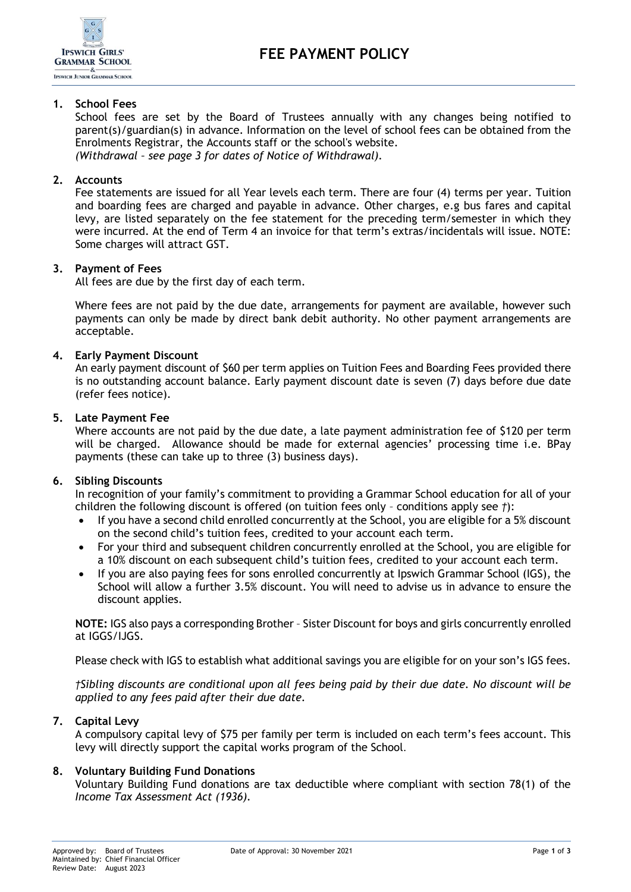# FEE PAYMENT POLICY

## 1. School Fees

School fees are set by the Board of Trustees annually with any changes being notified to parent(s)/guardian(s) in advance. Information on the level of school fees can be obtained from the Enrolments Registrar, the Accounts staff or the school's website.
*(Withdrawal – see page 3 for dates of Notice of Withdrawal).*

## 2. Accounts

Fee statements are issued for all Year levels each term. There are four (4) terms per year. Tuition and boarding fees are charged and payable in advance. Other charges, e.g bus fares and capital levy, are listed separately on the fee statement for the preceding term/semester in which they were incurred. At the end of Term 4 an invoice for that term's extras/incidentals will issue. NOTE: Some charges will attract GST.

## 3. Payment of Fees

All fees are due by the first day of each term.

Where fees are not paid by the due date, arrangements for payment are available, however such payments can only be made by direct bank debit authority. No other payment arrangements are acceptable.

## 4. Early Payment Discount

An early payment discount of $60 per term applies on Tuition Fees and Boarding Fees provided there is no outstanding account balance. Early payment discount date is seven (7) days before due date (refer fees notice).

## 5. Late Payment Fee

Where accounts are not paid by the due date, a late payment administration fee of $120 per term will be charged. Allowance should be made for external agencies' processing time i.e. BPay payments (these can take up to three (3) business days).

## 6. Sibling Discounts

In recognition of your family's commitment to providing a Grammar School education for all of your children the following discount is offered (on tuition fees only – conditions apply see *†*):

- If you have a second child enrolled concurrently at the School, you are eligible for a 5% discount on the second child's tuition fees, credited to your account each term.
- For your third and subsequent children concurrently enrolled at the School, you are eligible for a 10% discount on each subsequent child's tuition fees, credited to your account each term.
- If you are also paying fees for sons enrolled concurrently at Ipswich Grammar School (IGS), the School will allow a further 3.5% discount. You will need to advise us in advance to ensure the discount applies.

**NOTE:** IGS also pays a corresponding Brother – Sister Discount for boys and girls concurrently enrolled at IGGS/IJGS.

Please check with IGS to establish what additional savings you are eligible for on your son's IGS fees.

*†Sibling discounts are conditional upon all fees being paid by their due date. No discount will be applied to any fees paid after their due date.*

## 7. Capital Levy

A compulsory capital levy of $75 per family per term is included on each term's fees account. This levy will directly support the capital works program of the School.

## 8. Voluntary Building Fund Donations

Voluntary Building Fund donations are tax deductible where compliant with section 78(1) of the *Income Tax Assessment Act (1936)*.

Approved by: Board of Trustees
Maintained by: Chief Financial Officer
Review Date: August 2023
Date of Approval: 30 November 2021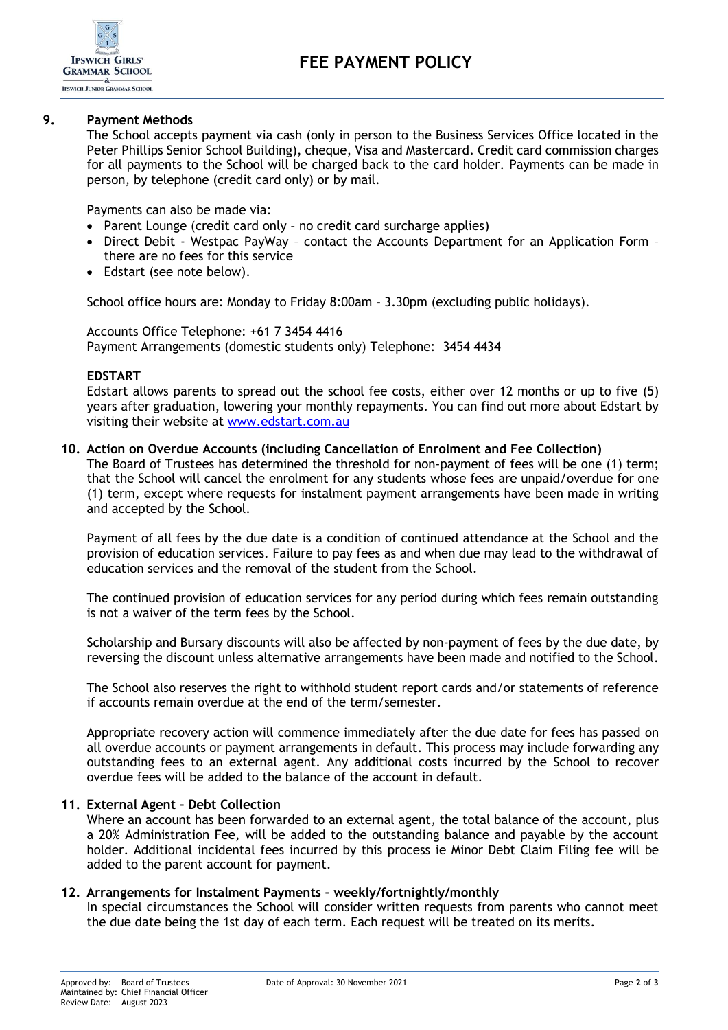## 9. Payment Methods

The School accepts payment via cash (only in person to the Business Services Office located in the Peter Phillips Senior School Building), cheque, Visa and Mastercard. Credit card commission charges for all payments to the School will be charged back to the card holder. Payments can be made in person, by telephone (credit card only) or by mail.

Payments can also be made via:

- Parent Lounge (credit card only – no credit card surcharge applies)
- Direct Debit - Westpac PayWay – contact the Accounts Department for an Application Form – there are no fees for this service
- Edstart (see note below).

School office hours are: Monday to Friday 8:00am – 3.30pm (excluding public holidays).

Accounts Office Telephone: +61 7 3454 4416
Payment Arrangements (domestic students only) Telephone: 3454 4434

**EDSTART**

Edstart allows parents to spread out the school fee costs, either over 12 months or up to five (5) years after graduation, lowering your monthly repayments. You can find out more about Edstart by visiting their website at [www.edstart.com.au](http://www.edstart.com.au)

## 10. Action on Overdue Accounts (including Cancellation of Enrolment and Fee Collection)

The Board of Trustees has determined the threshold for non-payment of fees will be one (1) term; that the School will cancel the enrolment for any students whose fees are unpaid/overdue for one (1) term, except where requests for instalment payment arrangements have been made in writing and accepted by the School.

Payment of all fees by the due date is a condition of continued attendance at the School and the provision of education services. Failure to pay fees as and when due may lead to the withdrawal of education services and the removal of the student from the School.

The continued provision of education services for any period during which fees remain outstanding is not a waiver of the term fees by the School.

Scholarship and Bursary discounts will also be affected by non-payment of fees by the due date, by reversing the discount unless alternative arrangements have been made and notified to the School.

The School also reserves the right to withhold student report cards and/or statements of reference if accounts remain overdue at the end of the term/semester.

Appropriate recovery action will commence immediately after the due date for fees has passed on all overdue accounts or payment arrangements in default. This process may include forwarding any outstanding fees to an external agent. Any additional costs incurred by the School to recover overdue fees will be added to the balance of the account in default.

## 11. External Agent – Debt Collection

Where an account has been forwarded to an external agent, the total balance of the account, plus a 20% Administration Fee, will be added to the outstanding balance and payable by the account holder. Additional incidental fees incurred by this process ie Minor Debt Claim Filing fee will be added to the parent account for payment.

## 12. Arrangements for Instalment Payments – weekly/fortnightly/monthly

In special circumstances the School will consider written requests from parents who cannot meet the due date being the 1st day of each term. Each request will be treated on its merits.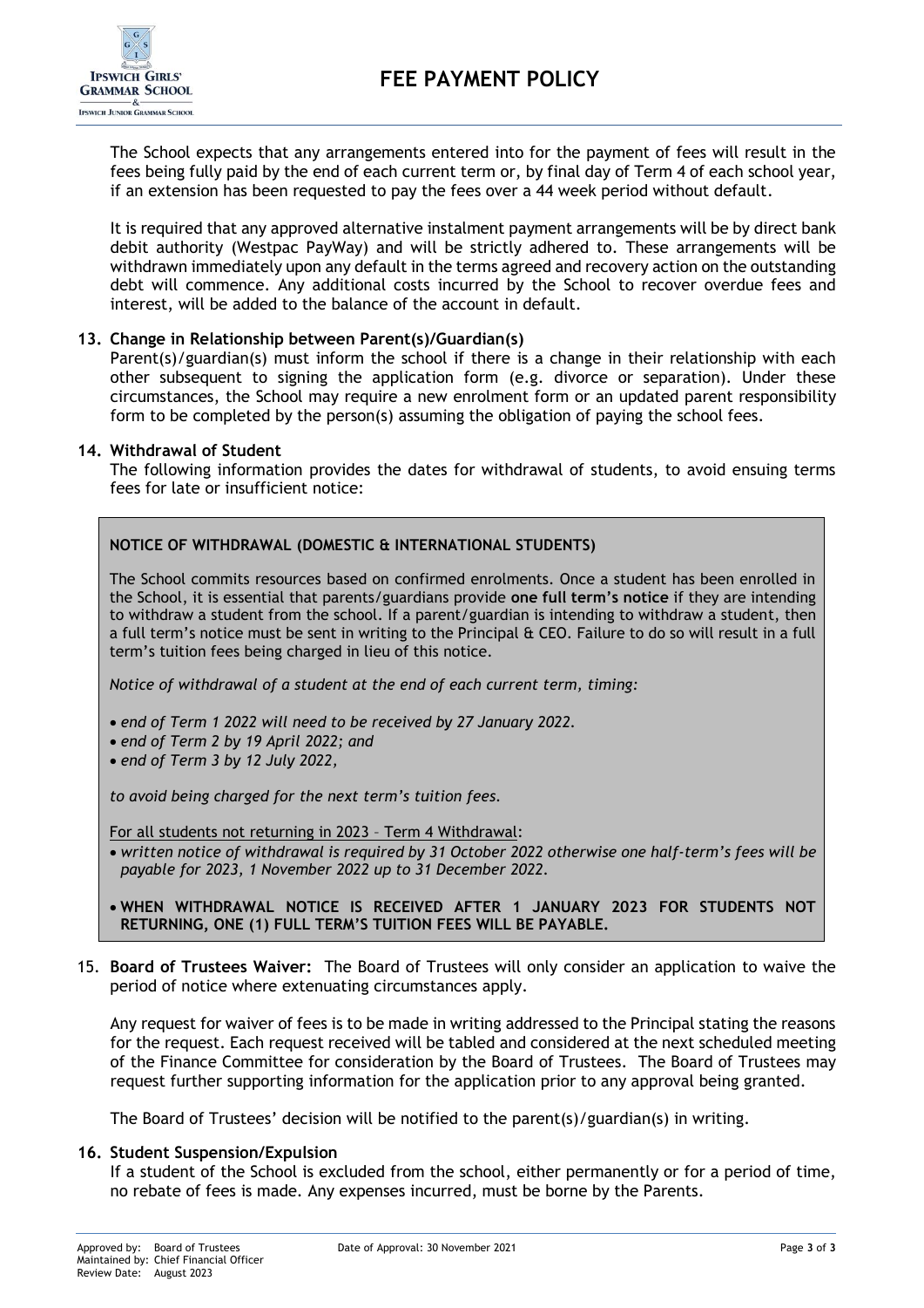The School expects that any arrangements entered into for the payment of fees will result in the fees being fully paid by the end of each current term or, by final day of Term 4 of each school year, if an extension has been requested to pay the fees over a 44 week period without default.

It is required that any approved alternative instalment payment arrangements will be by direct bank debit authority (Westpac PayWay) and will be strictly adhered to. These arrangements will be withdrawn immediately upon any default in the terms agreed and recovery action on the outstanding debt will commence. Any additional costs incurred by the School to recover overdue fees and interest, will be added to the balance of the account in default.

**13. Change in Relationship between Parent(s)/Guardian(s)**

Parent(s)/guardian(s) must inform the school if there is a change in their relationship with each other subsequent to signing the application form (e.g. divorce or separation). Under these circumstances, the School may require a new enrolment form or an updated parent responsibility form to be completed by the person(s) assuming the obligation of paying the school fees.

**14. Withdrawal of Student**

The following information provides the dates for withdrawal of students, to avoid ensuing terms fees for late or insufficient notice:

**NOTICE OF WITHDRAWAL (DOMESTIC & INTERNATIONAL STUDENTS)**

The School commits resources based on confirmed enrolments. Once a student has been enrolled in the School, it is essential that parents/guardians provide **one full term's notice** if they are intending to withdraw a student from the school. If a parent/guardian is intending to withdraw a student, then a full term's notice must be sent in writing to the Principal & CEO. Failure to do so will result in a full term's tuition fees being charged in lieu of this notice.

*Notice of withdrawal of a student at the end of each current term, timing:*

- *end of Term 1 2022 will need to be received by 27 January 2022.*
- *end of Term 2 by 19 April 2022; and*
- *end of Term 3 by 12 July 2022,*

*to avoid being charged for the next term's tuition fees.*

For all students not returning in 2023 – Term 4 Withdrawal:

- *written notice of withdrawal is required by 31 October 2022 otherwise one half-term's fees will be payable for 2023, 1 November 2022 up to 31 December 2022.*
- **WHEN WITHDRAWAL NOTICE IS RECEIVED AFTER 1 JANUARY 2023 FOR STUDENTS NOT RETURNING, ONE (1) FULL TERM'S TUITION FEES WILL BE PAYABLE.**

15. **Board of Trustees Waiver:** The Board of Trustees will only consider an application to waive the period of notice where extenuating circumstances apply.

Any request for waiver of fees is to be made in writing addressed to the Principal stating the reasons for the request. Each request received will be tabled and considered at the next scheduled meeting of the Finance Committee for consideration by the Board of Trustees. The Board of Trustees may request further supporting information for the application prior to any approval being granted.

The Board of Trustees' decision will be notified to the parent(s)/guardian(s) in writing.

**16. Student Suspension/Expulsion**

If a student of the School is excluded from the school, either permanently or for a period of time, no rebate of fees is made. Any expenses incurred, must be borne by the Parents.

Approved by: Board of Trustees
Maintained by: Chief Financial Officer
Review Date: August 2023
Date of Approval: 30 November 2021